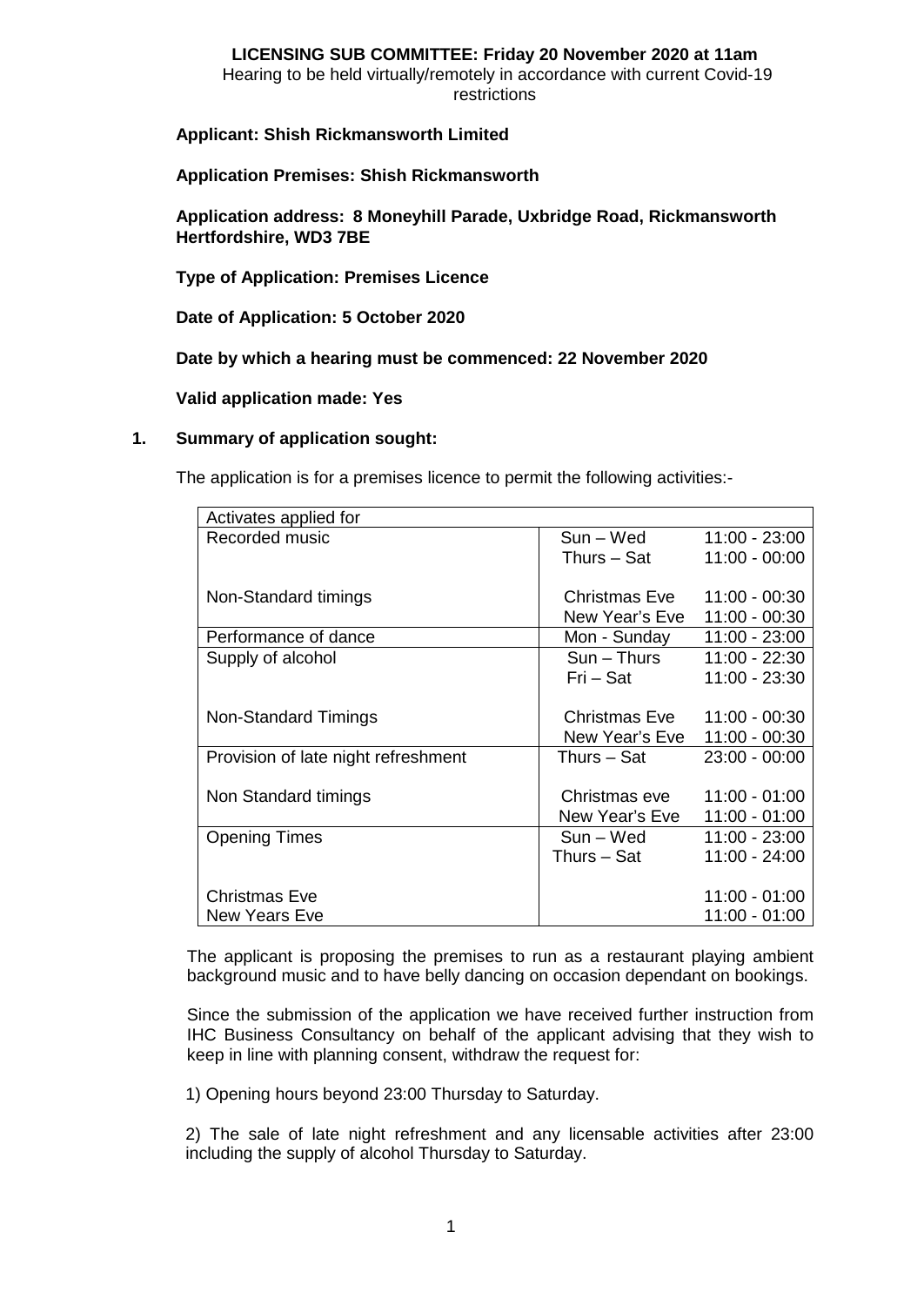**LICENSING SUB COMMITTEE: Friday 20 November 2020 at 11am**
Hearing to be held virtually/remotely in accordance with current Covid-19 restrictions

**Applicant: Shish Rickmansworth Limited**

**Application Premises: Shish Rickmansworth**

**Application address: 8 Moneyhill Parade, Uxbridge Road, Rickmansworth Hertfordshire, WD3 7BE**

**Type of Application: Premises Licence**

**Date of Application: 5 October 2020**

**Date by which a hearing must be commenced: 22 November 2020**

**Valid application made: Yes**

**1. Summary of application sought:**

The application is for a premises licence to permit the following activities:-

| Activates applied for | | |
|---|---|---|
| Recorded music | Sun – Wed<br>Thurs – Sat | 11:00 - 23:00<br>11:00 - 00:00 |
| Non-Standard timings | Christmas Eve<br>New Year's Eve | 11:00 - 00:30<br>11:00 - 00:30 |
| Performance of dance | Mon - Sunday | 11:00 - 23:00 |
| Supply of alcohol | Sun – Thurs<br>Fri – Sat | 11:00 - 22:30<br>11:00 - 23:30 |
| Non-Standard Timings | Christmas Eve<br>New Year's Eve | 11:00 - 00:30<br>11:00 - 00:30 |
| Provision of late night refreshment | Thurs – Sat | 23:00 - 00:00 |
| Non Standard timings | Christmas eve<br>New Year's Eve | 11:00 - 01:00<br>11:00 - 01:00 |
| Opening Times | Sun – Wed<br>Thurs – Sat | 11:00 - 23:00<br>11:00 - 24:00 |
| Christmas Eve<br>New Years Eve | | 11:00 - 01:00<br>11:00 - 01:00 |

The applicant is proposing the premises to run as a restaurant playing ambient background music and to have belly dancing on occasion dependant on bookings.

Since the submission of the application we have received further instruction from IHC Business Consultancy on behalf of the applicant advising that they wish to keep in line with planning consent, withdraw the request for:

1) Opening hours beyond 23:00 Thursday to Saturday.

2) The sale of late night refreshment and any licensable activities after 23:00 including the supply of alcohol Thursday to Saturday.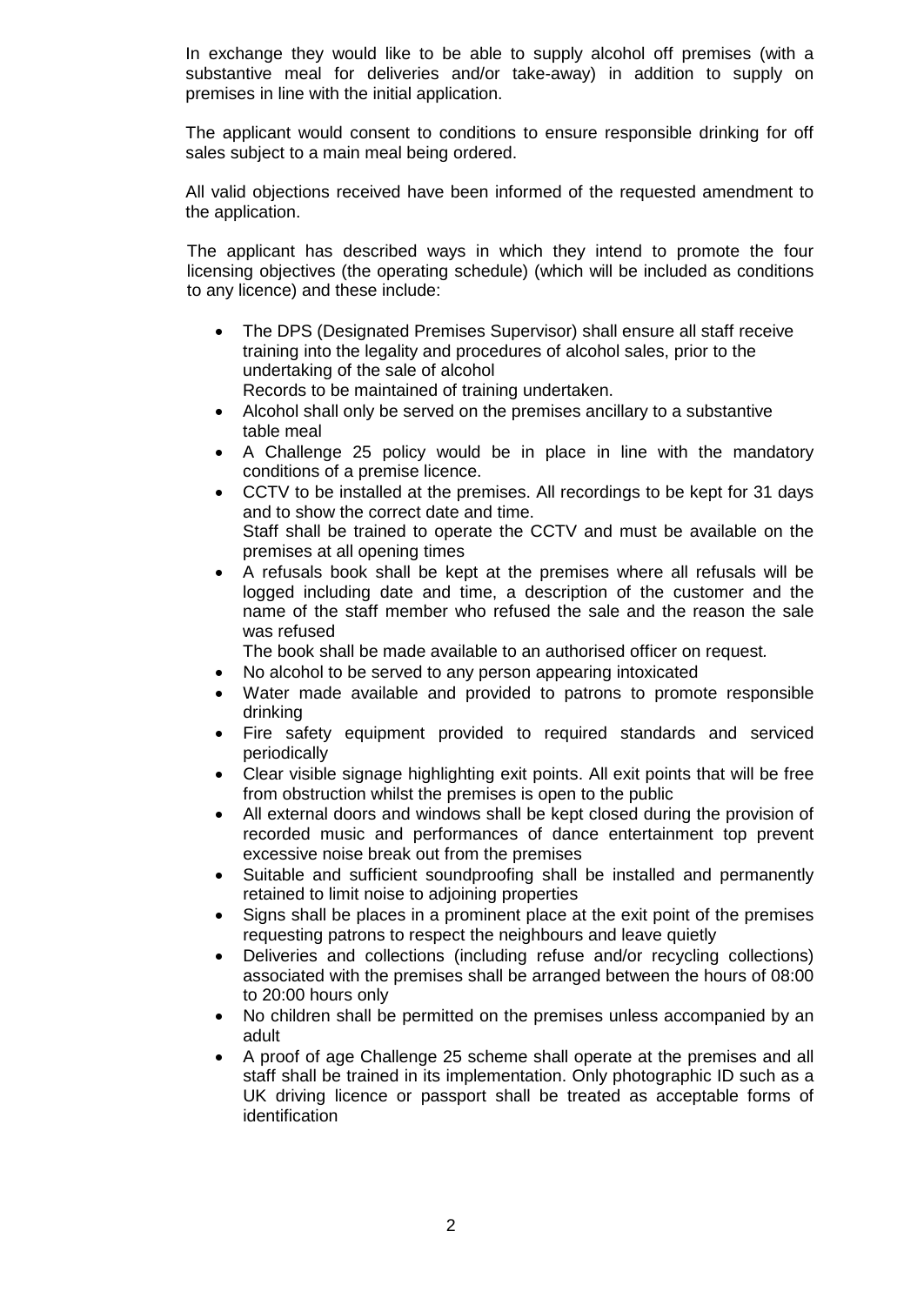In exchange they would like to be able to supply alcohol off premises (with a substantive meal for deliveries and/or take-away) in addition to supply on premises in line with the initial application.

The applicant would consent to conditions to ensure responsible drinking for off sales subject to a main meal being ordered.

All valid objections received have been informed of the requested amendment to the application.

The applicant has described ways in which they intend to promote the four licensing objectives (the operating schedule) (which will be included as conditions to any licence) and these include:

- The DPS (Designated Premises Supervisor) shall ensure all staff receive training into the legality and procedures of alcohol sales, prior to the undertaking of the sale of alcohol
  Records to be maintained of training undertaken.
- Alcohol shall only be served on the premises ancillary to a substantive table meal
- A Challenge 25 policy would be in place in line with the mandatory conditions of a premise licence.
- CCTV to be installed at the premises. All recordings to be kept for 31 days and to show the correct date and time.
  Staff shall be trained to operate the CCTV and must be available on the premises at all opening times
- A refusals book shall be kept at the premises where all refusals will be logged including date and time, a description of the customer and the name of the staff member who refused the sale and the reason the sale was refused
  The book shall be made available to an authorised officer on request.
- No alcohol to be served to any person appearing intoxicated
- Water made available and provided to patrons to promote responsible drinking
- Fire safety equipment provided to required standards and serviced periodically
- Clear visible signage highlighting exit points. All exit points that will be free from obstruction whilst the premises is open to the public
- All external doors and windows shall be kept closed during the provision of recorded music and performances of dance entertainment top prevent excessive noise break out from the premises
- Suitable and sufficient soundproofing shall be installed and permanently retained to limit noise to adjoining properties
- Signs shall be places in a prominent place at the exit point of the premises requesting patrons to respect the neighbours and leave quietly
- Deliveries and collections (including refuse and/or recycling collections) associated with the premises shall be arranged between the hours of 08:00 to 20:00 hours only
- No children shall be permitted on the premises unless accompanied by an adult
- A proof of age Challenge 25 scheme shall operate at the premises and all staff shall be trained in its implementation. Only photographic ID such as a UK driving licence or passport shall be treated as acceptable forms of identification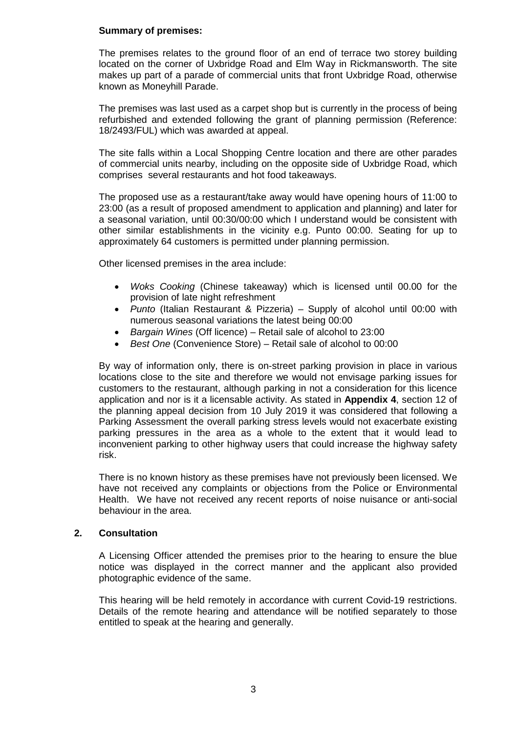**Summary of premises:**

The premises relates to the ground floor of an end of terrace two storey building located on the corner of Uxbridge Road and Elm Way in Rickmansworth. The site makes up part of a parade of commercial units that front Uxbridge Road, otherwise known as Moneyhill Parade.

The premises was last used as a carpet shop but is currently in the process of being refurbished and extended following the grant of planning permission (Reference: 18/2493/FUL) which was awarded at appeal.

The site falls within a Local Shopping Centre location and there are other parades of commercial units nearby, including on the opposite side of Uxbridge Road, which comprises several restaurants and hot food takeaways.

The proposed use as a restaurant/take away would have opening hours of 11:00 to 23:00 (as a result of proposed amendment to application and planning) and later for a seasonal variation, until 00:30/00:00 which I understand would be consistent with other similar establishments in the vicinity e.g. Punto 00:00. Seating for up to approximately 64 customers is permitted under planning permission.

Other licensed premises in the area include:

- *Woks Cooking* (Chinese takeaway) which is licensed until 00.00 for the provision of late night refreshment
- *Punto* (Italian Restaurant & Pizzeria) – Supply of alcohol until 00:00 with numerous seasonal variations the latest being 00:00
- *Bargain Wines* (Off licence) – Retail sale of alcohol to 23:00
- *Best One* (Convenience Store) – Retail sale of alcohol to 00:00

By way of information only, there is on-street parking provision in place in various locations close to the site and therefore we would not envisage parking issues for customers to the restaurant, although parking in not a consideration for this licence application and nor is it a licensable activity. As stated in **Appendix 4**, section 12 of the planning appeal decision from 10 July 2019 it was considered that following a Parking Assessment the overall parking stress levels would not exacerbate existing parking pressures in the area as a whole to the extent that it would lead to inconvenient parking to other highway users that could increase the highway safety risk.

There is no known history as these premises have not previously been licensed. We have not received any complaints or objections from the Police or Environmental Health. We have not received any recent reports of noise nuisance or anti-social behaviour in the area.

## 2. Consultation

A Licensing Officer attended the premises prior to the hearing to ensure the blue notice was displayed in the correct manner and the applicant also provided photographic evidence of the same.

This hearing will be held remotely in accordance with current Covid-19 restrictions. Details of the remote hearing and attendance will be notified separately to those entitled to speak at the hearing and generally.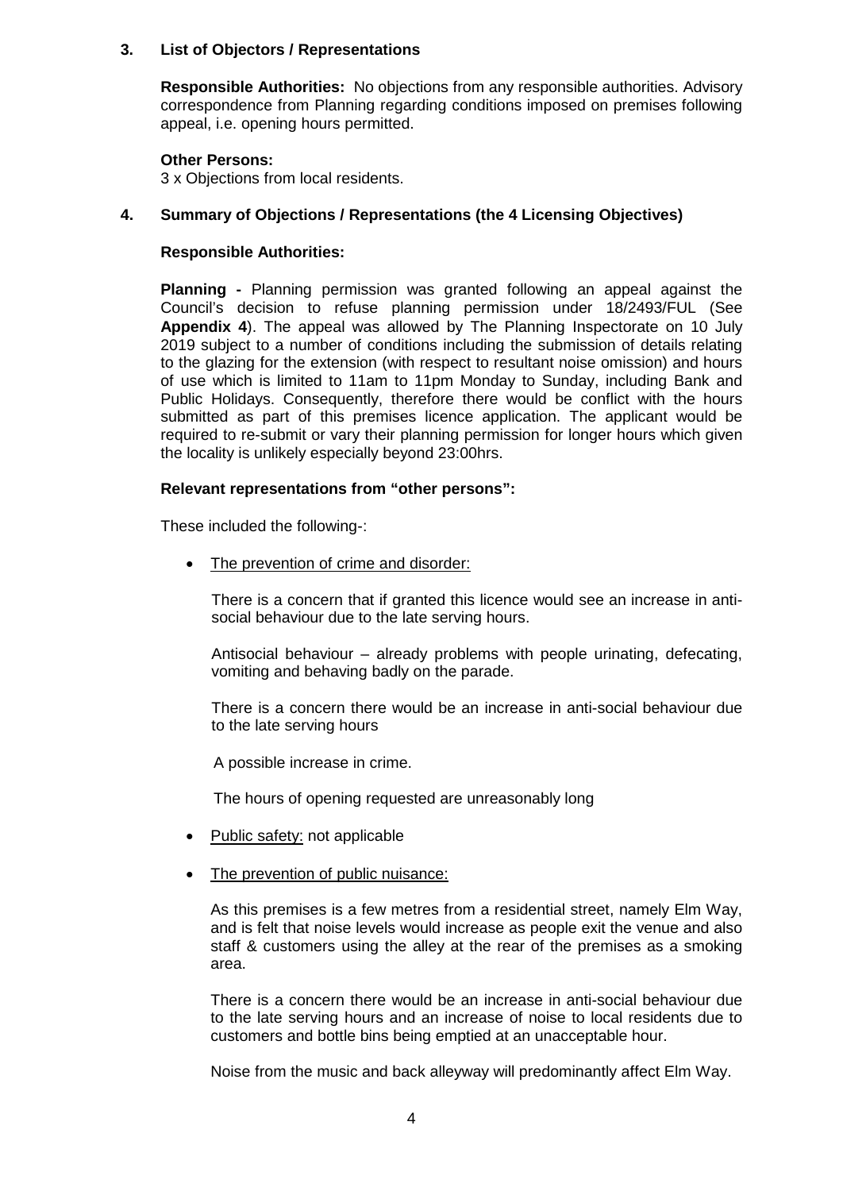### 3. List of Objectors / Representations

**Responsible Authorities:** No objections from any responsible authorities. Advisory correspondence from Planning regarding conditions imposed on premises following appeal, i.e. opening hours permitted.

**Other Persons:**
3 x Objections from local residents.

### 4. Summary of Objections / Representations (the 4 Licensing Objectives)

**Responsible Authorities:**

**Planning -** Planning permission was granted following an appeal against the Council's decision to refuse planning permission under 18/2493/FUL (See **Appendix 4**). The appeal was allowed by The Planning Inspectorate on 10 July 2019 subject to a number of conditions including the submission of details relating to the glazing for the extension (with respect to resultant noise omission) and hours of use which is limited to 11am to 11pm Monday to Sunday, including Bank and Public Holidays. Consequently, therefore there would be conflict with the hours submitted as part of this premises licence application. The applicant would be required to re-submit or vary their planning permission for longer hours which given the locality is unlikely especially beyond 23:00hrs.

**Relevant representations from "other persons":**

These included the following-:

- <u>The prevention of crime and disorder:</u>

  There is a concern that if granted this licence would see an increase in anti-social behaviour due to the late serving hours.

  Antisocial behaviour – already problems with people urinating, defecating, vomiting and behaving badly on the parade.

  There is a concern there would be an increase in anti-social behaviour due to the late serving hours

  A possible increase in crime.

  The hours of opening requested are unreasonably long

- <u>Public safety:</u> not applicable

- <u>The prevention of public nuisance:</u>

  As this premises is a few metres from a residential street, namely Elm Way, and is felt that noise levels would increase as people exit the venue and also staff & customers using the alley at the rear of the premises as a smoking area.

  There is a concern there would be an increase in anti-social behaviour due to the late serving hours and an increase of noise to local residents due to customers and bottle bins being emptied at an unacceptable hour.

  Noise from the music and back alleyway will predominantly affect Elm Way.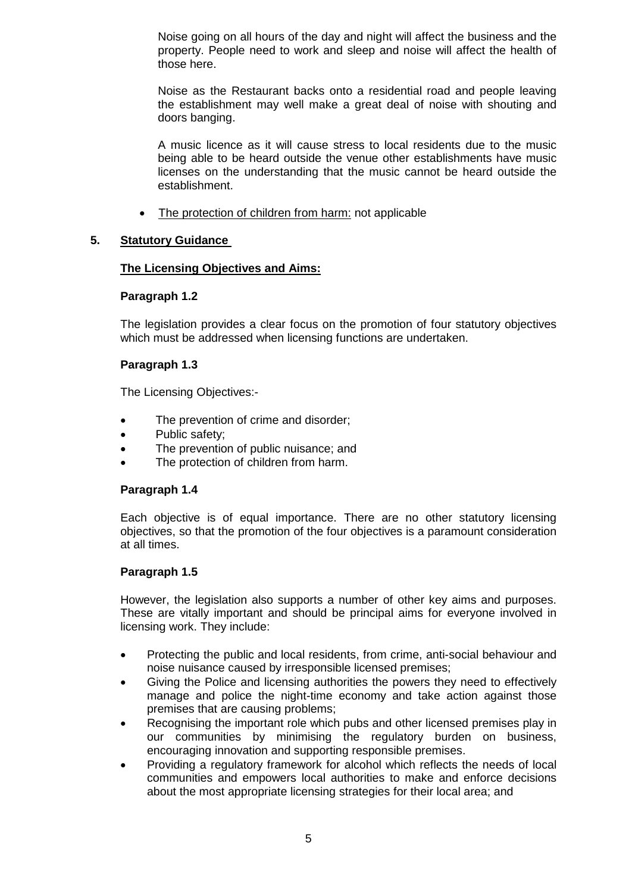Noise going on all hours of the day and night will affect the business and the property. People need to work and sleep and noise will affect the health of those here.

Noise as the Restaurant backs onto a residential road and people leaving the establishment may well make a great deal of noise with shouting and doors banging.

A music licence as it will cause stress to local residents due to the music being able to be heard outside the venue other establishments have music licenses on the understanding that the music cannot be heard outside the establishment.

- The protection of children from harm: not applicable

## 5. Statutory Guidance

### The Licensing Objectives and Aims:

**Paragraph 1.2**

The legislation provides a clear focus on the promotion of four statutory objectives which must be addressed when licensing functions are undertaken.

**Paragraph 1.3**

The Licensing Objectives:-

- The prevention of crime and disorder;
- Public safety;
- The prevention of public nuisance; and
- The protection of children from harm.

**Paragraph 1.4**

Each objective is of equal importance. There are no other statutory licensing objectives, so that the promotion of the four objectives is a paramount consideration at all times.

**Paragraph 1.5**

However, the legislation also supports a number of other key aims and purposes. These are vitally important and should be principal aims for everyone involved in licensing work. They include:

- Protecting the public and local residents, from crime, anti-social behaviour and noise nuisance caused by irresponsible licensed premises;
- Giving the Police and licensing authorities the powers they need to effectively manage and police the night-time economy and take action against those premises that are causing problems;
- Recognising the important role which pubs and other licensed premises play in our communities by minimising the regulatory burden on business, encouraging innovation and supporting responsible premises.
- Providing a regulatory framework for alcohol which reflects the needs of local communities and empowers local authorities to make and enforce decisions about the most appropriate licensing strategies for their local area; and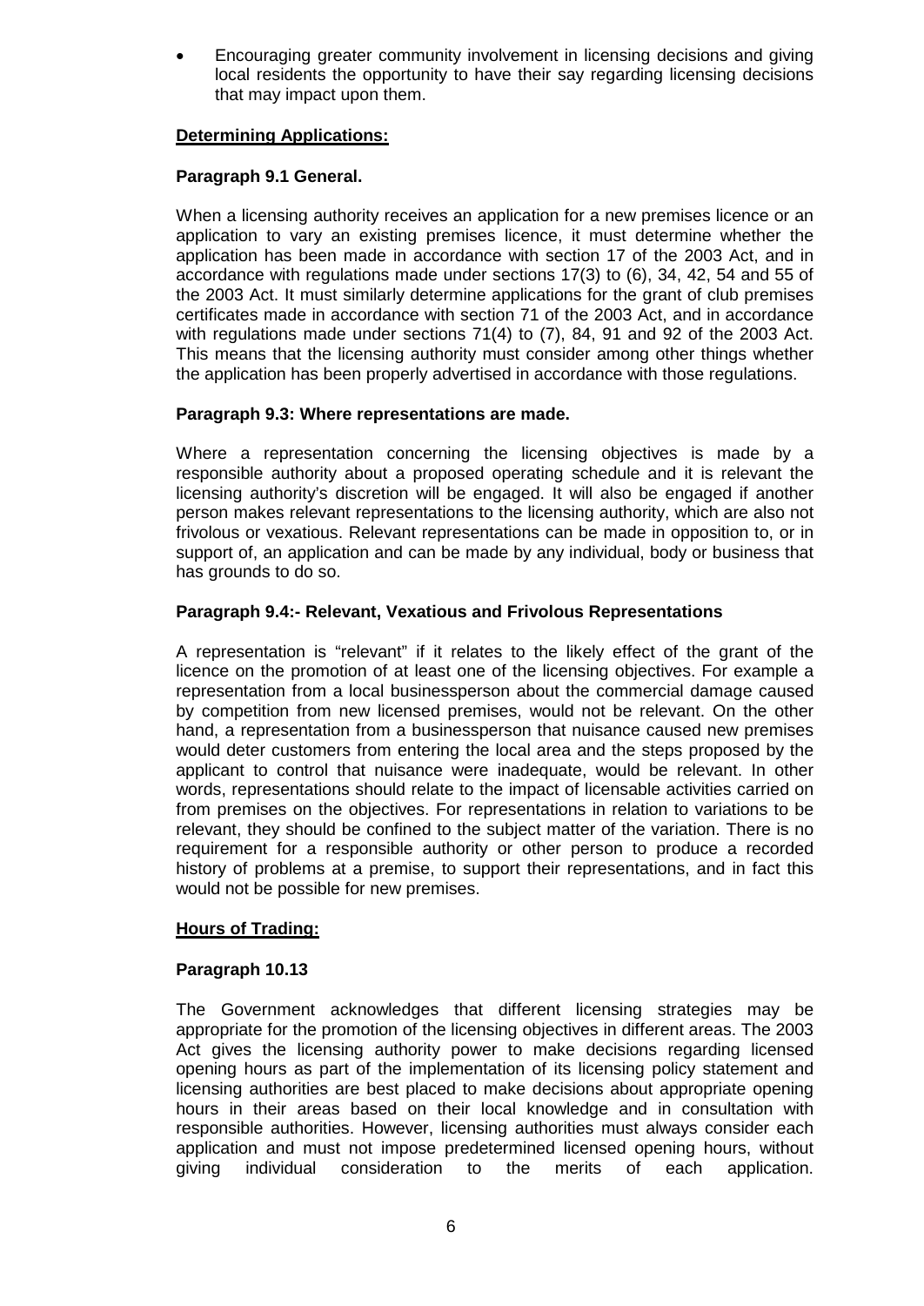- Encouraging greater community involvement in licensing decisions and giving local residents the opportunity to have their say regarding licensing decisions that may impact upon them.

**Determining Applications:**

**Paragraph 9.1 General.**

When a licensing authority receives an application for a new premises licence or an application to vary an existing premises licence, it must determine whether the application has been made in accordance with section 17 of the 2003 Act, and in accordance with regulations made under sections 17(3) to (6), 34, 42, 54 and 55 of the 2003 Act. It must similarly determine applications for the grant of club premises certificates made in accordance with section 71 of the 2003 Act, and in accordance with regulations made under sections 71(4) to (7), 84, 91 and 92 of the 2003 Act. This means that the licensing authority must consider among other things whether the application has been properly advertised in accordance with those regulations.

**Paragraph 9.3: Where representations are made.**

Where a representation concerning the licensing objectives is made by a responsible authority about a proposed operating schedule and it is relevant the licensing authority's discretion will be engaged. It will also be engaged if another person makes relevant representations to the licensing authority, which are also not frivolous or vexatious. Relevant representations can be made in opposition to, or in support of, an application and can be made by any individual, body or business that has grounds to do so.

**Paragraph 9.4:- Relevant, Vexatious and Frivolous Representations**

A representation is "relevant" if it relates to the likely effect of the grant of the licence on the promotion of at least one of the licensing objectives. For example a representation from a local businessperson about the commercial damage caused by competition from new licensed premises, would not be relevant. On the other hand, a representation from a businessperson that nuisance caused new premises would deter customers from entering the local area and the steps proposed by the applicant to control that nuisance were inadequate, would be relevant. In other words, representations should relate to the impact of licensable activities carried on from premises on the objectives. For representations in relation to variations to be relevant, they should be confined to the subject matter of the variation. There is no requirement for a responsible authority or other person to produce a recorded history of problems at a premise, to support their representations, and in fact this would not be possible for new premises.

**Hours of Trading:**

**Paragraph 10.13**

The Government acknowledges that different licensing strategies may be appropriate for the promotion of the licensing objectives in different areas. The 2003 Act gives the licensing authority power to make decisions regarding licensed opening hours as part of the implementation of its licensing policy statement and licensing authorities are best placed to make decisions about appropriate opening hours in their areas based on their local knowledge and in consultation with responsible authorities. However, licensing authorities must always consider each application and must not impose predetermined licensed opening hours, without giving individual consideration to the merits of each application.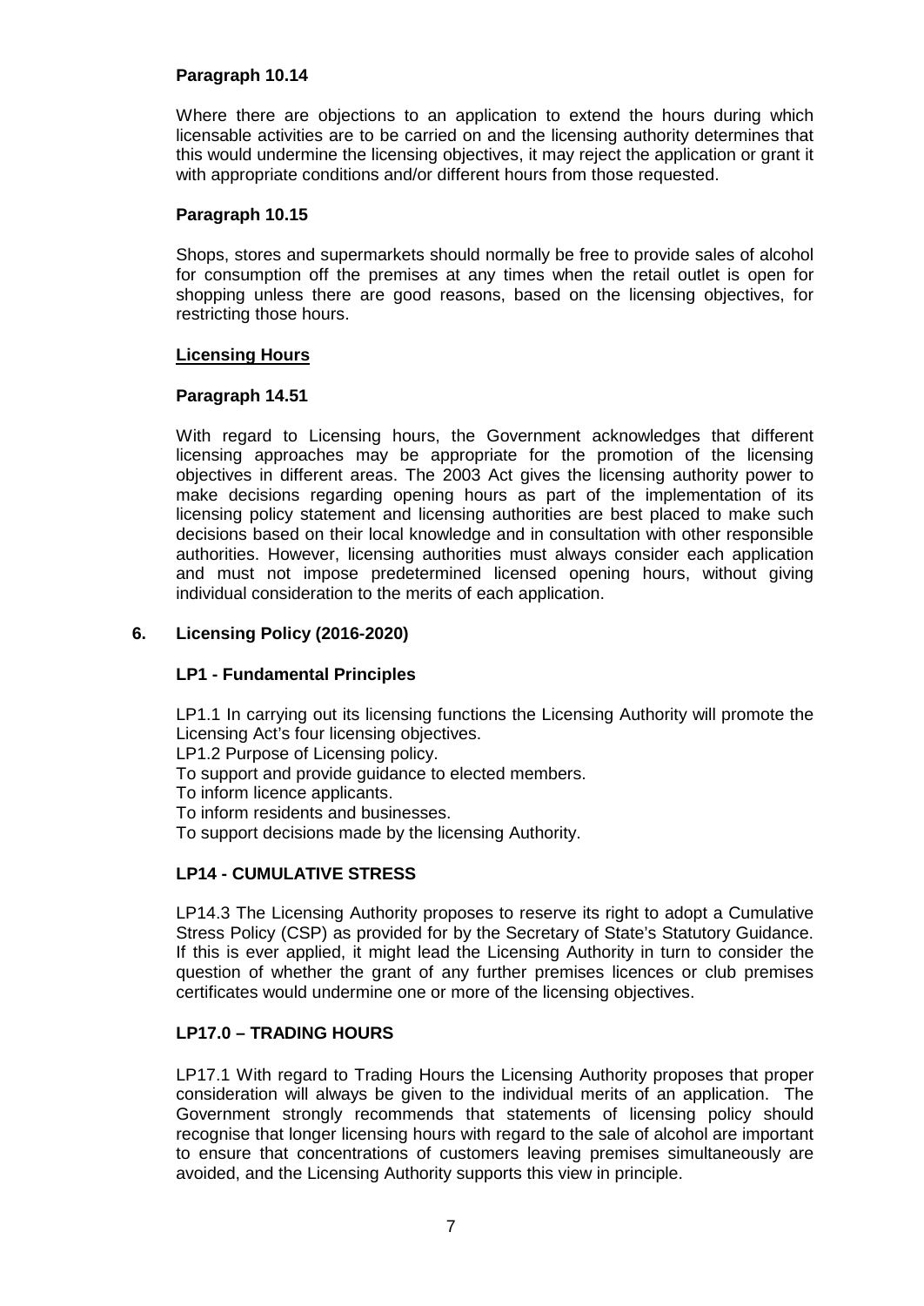**Paragraph 10.14**

Where there are objections to an application to extend the hours during which licensable activities are to be carried on and the licensing authority determines that this would undermine the licensing objectives, it may reject the application or grant it with appropriate conditions and/or different hours from those requested.

**Paragraph 10.15**

Shops, stores and supermarkets should normally be free to provide sales of alcohol for consumption off the premises at any times when the retail outlet is open for shopping unless there are good reasons, based on the licensing objectives, for restricting those hours.

**Licensing Hours**

**Paragraph 14.51**

With regard to Licensing hours, the Government acknowledges that different licensing approaches may be appropriate for the promotion of the licensing objectives in different areas. The 2003 Act gives the licensing authority power to make decisions regarding opening hours as part of the implementation of its licensing policy statement and licensing authorities are best placed to make such decisions based on their local knowledge and in consultation with other responsible authorities. However, licensing authorities must always consider each application and must not impose predetermined licensed opening hours, without giving individual consideration to the merits of each application.

## 6. Licensing Policy (2016-2020)

### LP1 - Fundamental Principles

LP1.1 In carrying out its licensing functions the Licensing Authority will promote the Licensing Act's four licensing objectives.

LP1.2 Purpose of Licensing policy.

To support and provide guidance to elected members.

To inform licence applicants.

To inform residents and businesses.

To support decisions made by the licensing Authority.

### LP14 - CUMULATIVE STRESS

LP14.3 The Licensing Authority proposes to reserve its right to adopt a Cumulative Stress Policy (CSP) as provided for by the Secretary of State's Statutory Guidance. If this is ever applied, it might lead the Licensing Authority in turn to consider the question of whether the grant of any further premises licences or club premises certificates would undermine one or more of the licensing objectives.

### LP17.0 – TRADING HOURS

LP17.1 With regard to Trading Hours the Licensing Authority proposes that proper consideration will always be given to the individual merits of an application. The Government strongly recommends that statements of licensing policy should recognise that longer licensing hours with regard to the sale of alcohol are important to ensure that concentrations of customers leaving premises simultaneously are avoided, and the Licensing Authority supports this view in principle.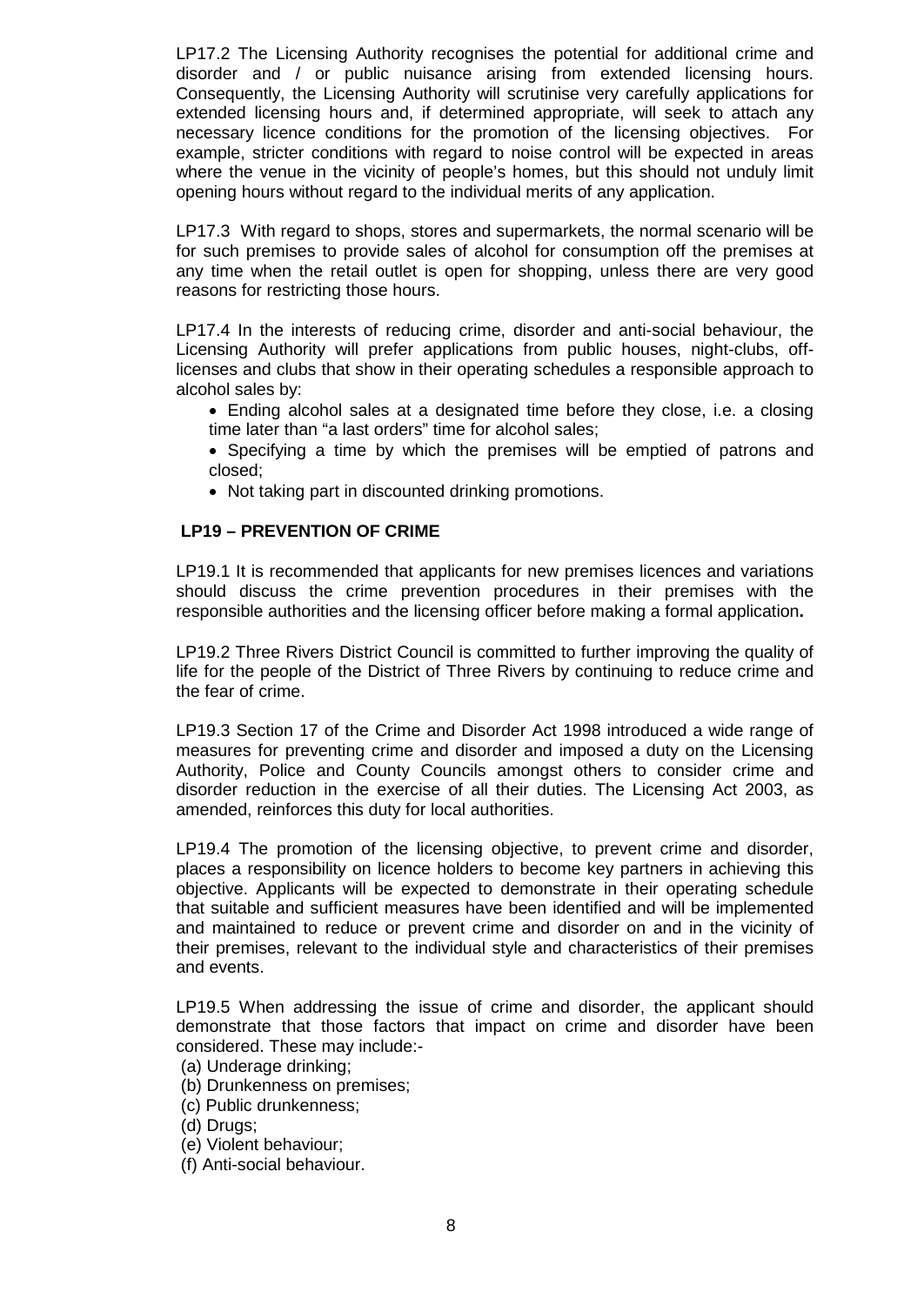LP17.2 The Licensing Authority recognises the potential for additional crime and disorder and / or public nuisance arising from extended licensing hours. Consequently, the Licensing Authority will scrutinise very carefully applications for extended licensing hours and, if determined appropriate, will seek to attach any necessary licence conditions for the promotion of the licensing objectives. For example, stricter conditions with regard to noise control will be expected in areas where the venue in the vicinity of people's homes, but this should not unduly limit opening hours without regard to the individual merits of any application.

LP17.3 With regard to shops, stores and supermarkets, the normal scenario will be for such premises to provide sales of alcohol for consumption off the premises at any time when the retail outlet is open for shopping, unless there are very good reasons for restricting those hours.

LP17.4 In the interests of reducing crime, disorder and anti-social behaviour, the Licensing Authority will prefer applications from public houses, night-clubs, off-licenses and clubs that show in their operating schedules a responsible approach to alcohol sales by:

- Ending alcohol sales at a designated time before they close, i.e. a closing time later than "a last orders" time for alcohol sales;
- Specifying a time by which the premises will be emptied of patrons and closed;
- Not taking part in discounted drinking promotions.

## LP19 – PREVENTION OF CRIME

LP19.1 It is recommended that applicants for new premises licences and variations should discuss the crime prevention procedures in their premises with the responsible authorities and the licensing officer before making a formal application**.**

LP19.2 Three Rivers District Council is committed to further improving the quality of life for the people of the District of Three Rivers by continuing to reduce crime and the fear of crime.

LP19.3 Section 17 of the Crime and Disorder Act 1998 introduced a wide range of measures for preventing crime and disorder and imposed a duty on the Licensing Authority, Police and County Councils amongst others to consider crime and disorder reduction in the exercise of all their duties. The Licensing Act 2003, as amended, reinforces this duty for local authorities.

LP19.4 The promotion of the licensing objective, to prevent crime and disorder, places a responsibility on licence holders to become key partners in achieving this objective. Applicants will be expected to demonstrate in their operating schedule that suitable and sufficient measures have been identified and will be implemented and maintained to reduce or prevent crime and disorder on and in the vicinity of their premises, relevant to the individual style and characteristics of their premises and events.

LP19.5 When addressing the issue of crime and disorder, the applicant should demonstrate that those factors that impact on crime and disorder have been considered. These may include:-

(a) Underage drinking;
(b) Drunkenness on premises;
(c) Public drunkenness;
(d) Drugs;
(e) Violent behaviour;
(f) Anti-social behaviour.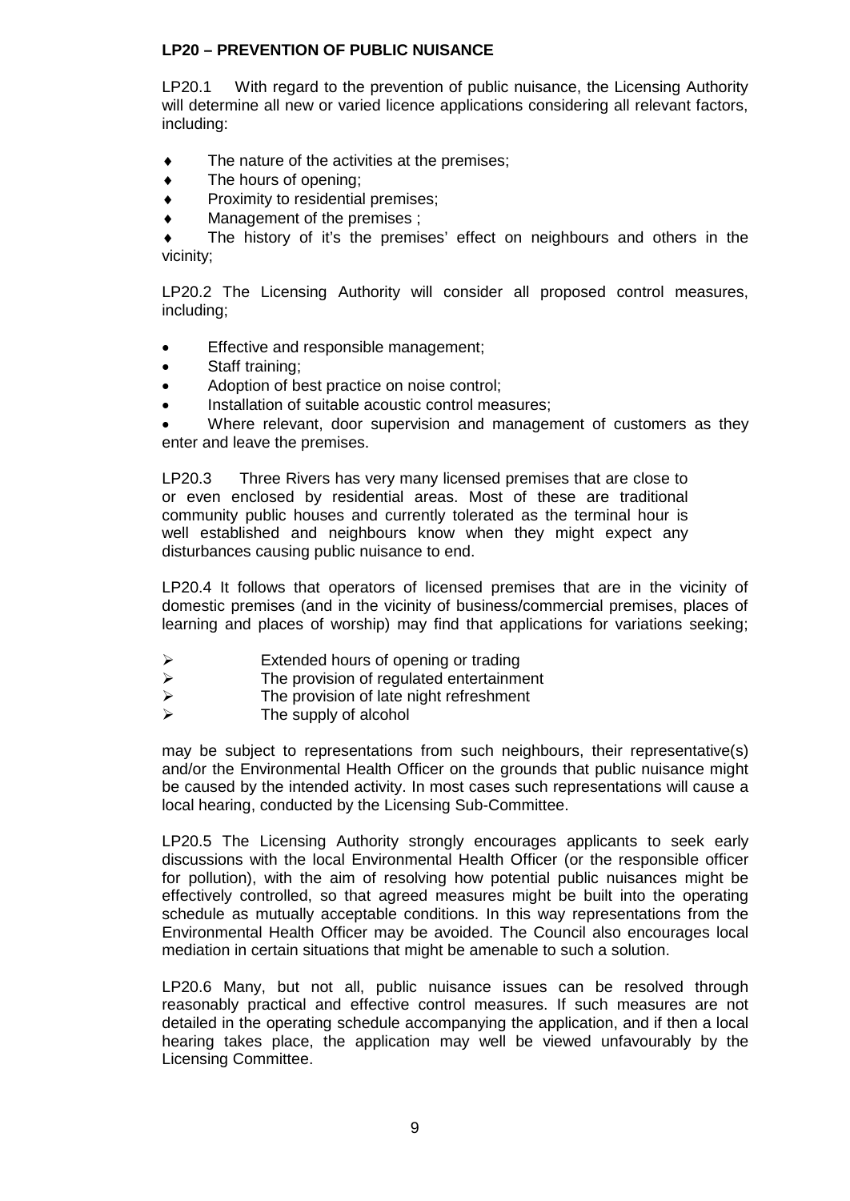**LP20 – PREVENTION OF PUBLIC NUISANCE**

LP20.1 With regard to the prevention of public nuisance, the Licensing Authority will determine all new or varied licence applications considering all relevant factors, including:

- The nature of the activities at the premises;
- The hours of opening;
- Proximity to residential premises;
- Management of the premises ;
- The history of it's the premises' effect on neighbours and others in the vicinity;

LP20.2 The Licensing Authority will consider all proposed control measures, including;

- Effective and responsible management;
- Staff training;
- Adoption of best practice on noise control;
- Installation of suitable acoustic control measures;
- Where relevant, door supervision and management of customers as they enter and leave the premises.

LP20.3 Three Rivers has very many licensed premises that are close to or even enclosed by residential areas. Most of these are traditional community public houses and currently tolerated as the terminal hour is well established and neighbours know when they might expect any disturbances causing public nuisance to end.

LP20.4 It follows that operators of licensed premises that are in the vicinity of domestic premises (and in the vicinity of business/commercial premises, places of learning and places of worship) may find that applications for variations seeking;

- Extended hours of opening or trading
- The provision of regulated entertainment
- The provision of late night refreshment
- The supply of alcohol

may be subject to representations from such neighbours, their representative(s) and/or the Environmental Health Officer on the grounds that public nuisance might be caused by the intended activity. In most cases such representations will cause a local hearing, conducted by the Licensing Sub-Committee.

LP20.5 The Licensing Authority strongly encourages applicants to seek early discussions with the local Environmental Health Officer (or the responsible officer for pollution), with the aim of resolving how potential public nuisances might be effectively controlled, so that agreed measures might be built into the operating schedule as mutually acceptable conditions. In this way representations from the Environmental Health Officer may be avoided. The Council also encourages local mediation in certain situations that might be amenable to such a solution.

LP20.6 Many, but not all, public nuisance issues can be resolved through reasonably practical and effective control measures. If such measures are not detailed in the operating schedule accompanying the application, and if then a local hearing takes place, the application may well be viewed unfavourably by the Licensing Committee.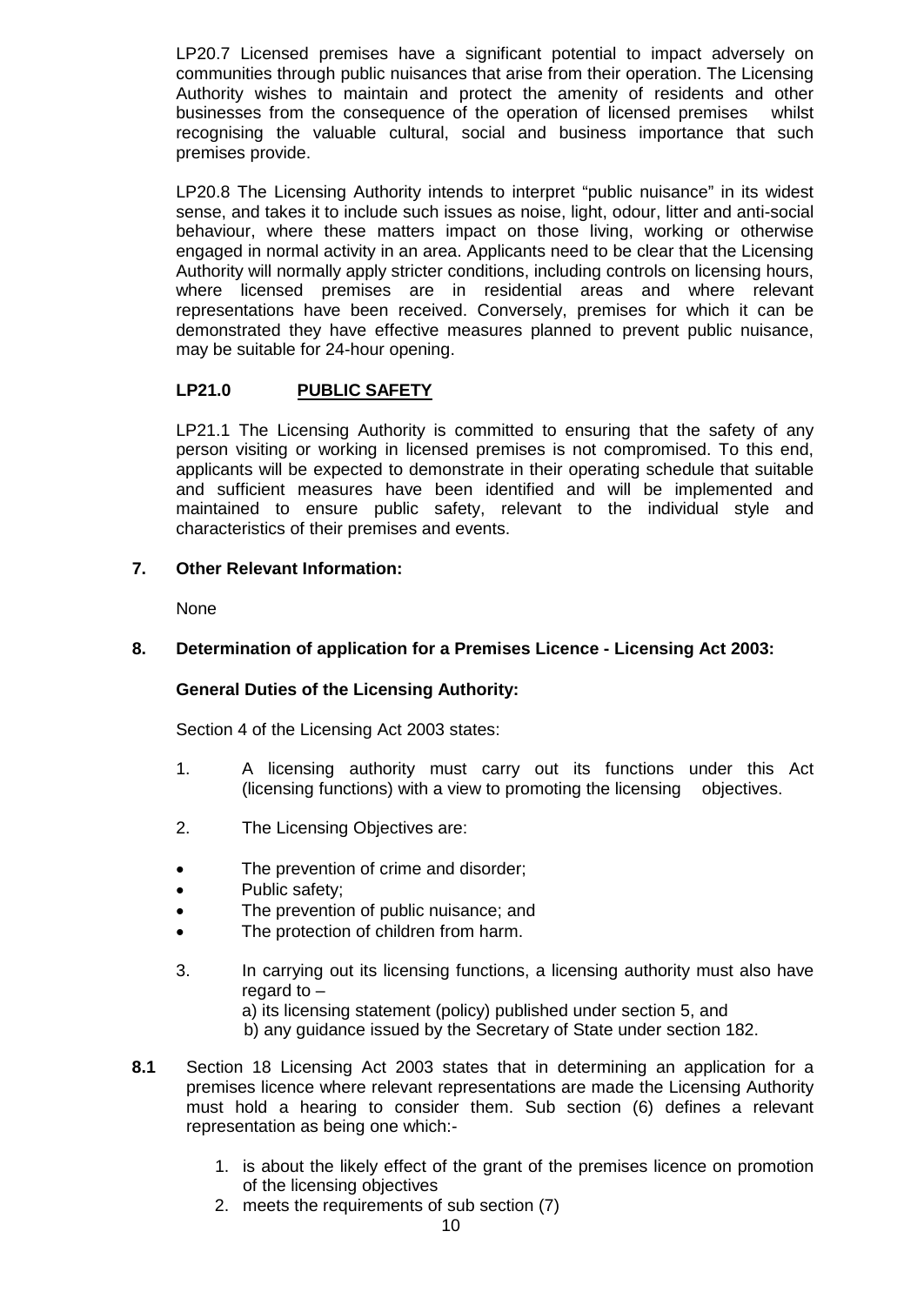LP20.7 Licensed premises have a significant potential to impact adversely on communities through public nuisances that arise from their operation. The Licensing Authority wishes to maintain and protect the amenity of residents and other businesses from the consequence of the operation of licensed premises whilst recognising the valuable cultural, social and business importance that such premises provide.

LP20.8 The Licensing Authority intends to interpret "public nuisance" in its widest sense, and takes it to include such issues as noise, light, odour, litter and anti-social behaviour, where these matters impact on those living, working or otherwise engaged in normal activity in an area. Applicants need to be clear that the Licensing Authority will normally apply stricter conditions, including controls on licensing hours, where licensed premises are in residential areas and where relevant representations have been received. Conversely, premises for which it can be demonstrated they have effective measures planned to prevent public nuisance, may be suitable for 24-hour opening.

### LP21.0 PUBLIC SAFETY

LP21.1 The Licensing Authority is committed to ensuring that the safety of any person visiting or working in licensed premises is not compromised. To this end, applicants will be expected to demonstrate in their operating schedule that suitable and sufficient measures have been identified and will be implemented and maintained to ensure public safety, relevant to the individual style and characteristics of their premises and events.

## 7. Other Relevant Information:

None

## 8. Determination of application for a Premises Licence - Licensing Act 2003:

**General Duties of the Licensing Authority:**

Section 4 of the Licensing Act 2003 states:

1. A licensing authority must carry out its functions under this Act (licensing functions) with a view to promoting the licensing objectives.
2. The Licensing Objectives are:
   - The prevention of crime and disorder;
   - Public safety;
   - The prevention of public nuisance; and
   - The protection of children from harm.
3. In carrying out its licensing functions, a licensing authority must also have regard to –
   a) its licensing statement (policy) published under section 5, and
   b) any guidance issued by the Secretary of State under section 182.

**8.1** Section 18 Licensing Act 2003 states that in determining an application for a premises licence where relevant representations are made the Licensing Authority must hold a hearing to consider them. Sub section (6) defines a relevant representation as being one which:-

1. is about the likely effect of the grant of the premises licence on promotion of the licensing objectives
2. meets the requirements of sub section (7)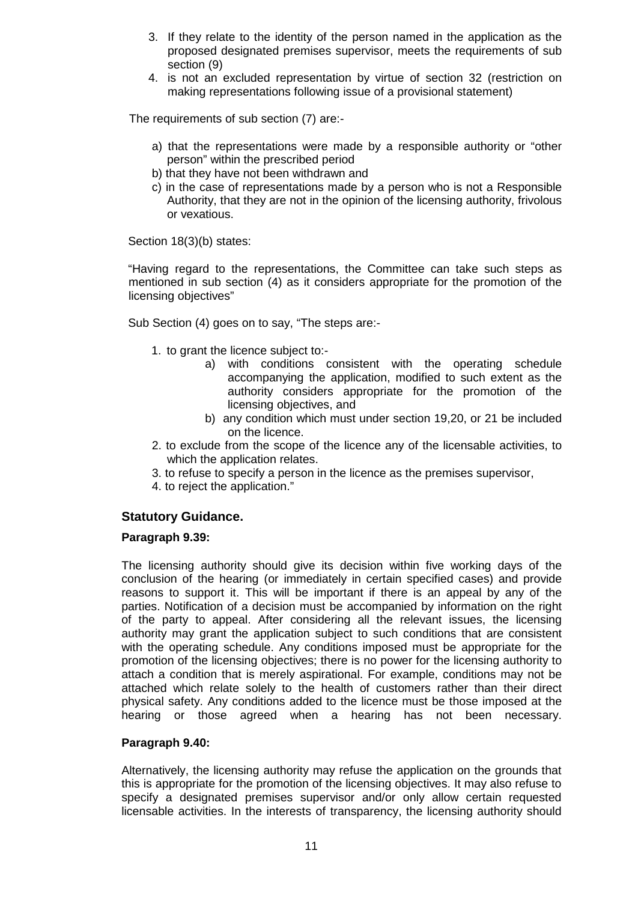3. If they relate to the identity of the person named in the application as the proposed designated premises supervisor, meets the requirements of sub section (9)
4. is not an excluded representation by virtue of section 32 (restriction on making representations following issue of a provisional statement)

The requirements of sub section (7) are:-

a) that the representations were made by a responsible authority or "other person" within the prescribed period
b) that they have not been withdrawn and
c) in the case of representations made by a person who is not a Responsible Authority, that they are not in the opinion of the licensing authority, frivolous or vexatious.

Section 18(3)(b) states:

"Having regard to the representations, the Committee can take such steps as mentioned in sub section (4) as it considers appropriate for the promotion of the licensing objectives"

Sub Section (4) goes on to say, "The steps are:-

1. to grant the licence subject to:-
   a) with conditions consistent with the operating schedule accompanying the application, modified to such extent as the authority considers appropriate for the promotion of the licensing objectives, and
   b) any condition which must under section 19,20, or 21 be included on the licence.
2. to exclude from the scope of the licence any of the licensable activities, to which the application relates.
3. to refuse to specify a person in the licence as the premises supervisor,
4. to reject the application."

## Statutory Guidance.

**Paragraph 9.39:**

The licensing authority should give its decision within five working days of the conclusion of the hearing (or immediately in certain specified cases) and provide reasons to support it. This will be important if there is an appeal by any of the parties. Notification of a decision must be accompanied by information on the right of the party to appeal. After considering all the relevant issues, the licensing authority may grant the application subject to such conditions that are consistent with the operating schedule. Any conditions imposed must be appropriate for the promotion of the licensing objectives; there is no power for the licensing authority to attach a condition that is merely aspirational. For example, conditions may not be attached which relate solely to the health of customers rather than their direct physical safety. Any conditions added to the licence must be those imposed at the hearing or those agreed when a hearing has not been necessary.

**Paragraph 9.40:**

Alternatively, the licensing authority may refuse the application on the grounds that this is appropriate for the promotion of the licensing objectives. It may also refuse to specify a designated premises supervisor and/or only allow certain requested licensable activities. In the interests of transparency, the licensing authority should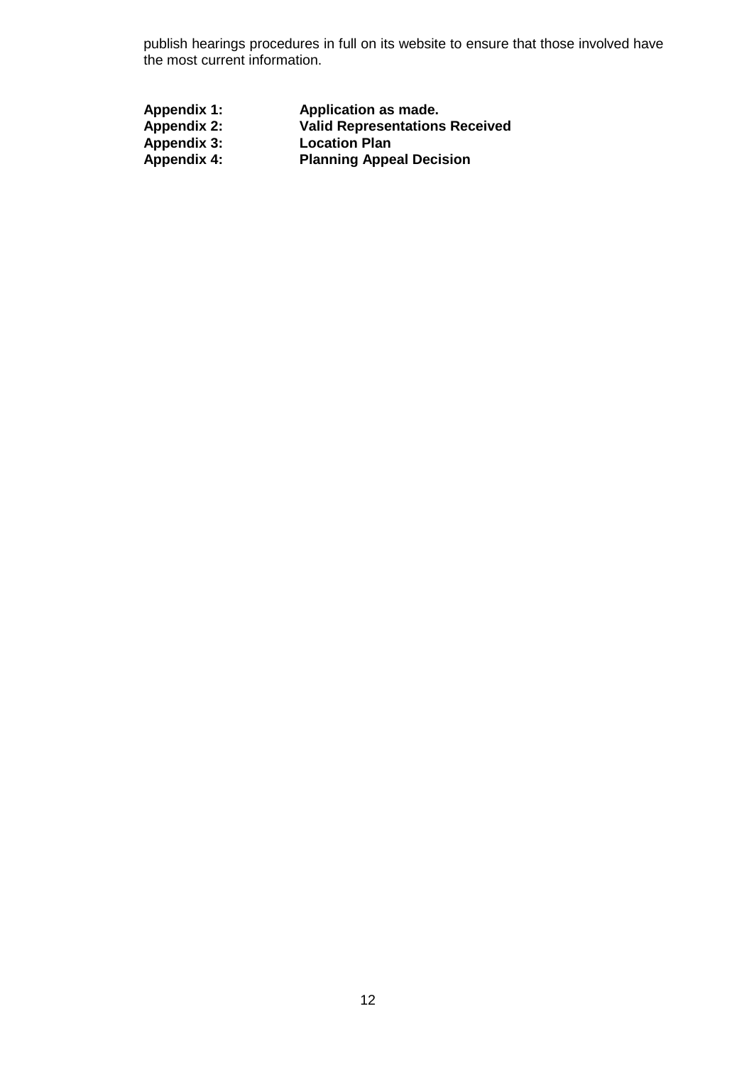publish hearings procedures in full on its website to ensure that those involved have the most current information.

| | |
|---|---|
| **Appendix 1:** | **Application as made.** |
| **Appendix 2:** | **Valid Representations Received** |
| **Appendix 3:** | **Location Plan** |
| **Appendix 4:** | **Planning Appeal Decision** |